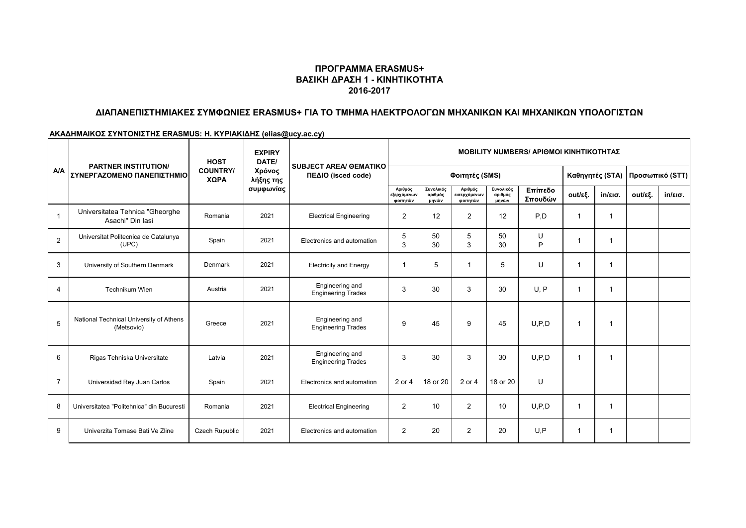**ΠΡΟΓΡΑΜΜΑ ERASMUS+**
**ΒΑΣΙΚΗ ΔΡΑΣΗ 1 - ΚΙΝΗΤΙΚΟΤΗΤΑ**
**2016-2017**

## ΔΙΑΠΑΝΕΠΙΣΤΗΜΙΑΚΕΣ ΣΥΜΦΩΝΙΕΣ ERASMUS+ ΓΙΑ ΤΟ ΤΜΗΜΑ ΗΛΕΚΤΡΟΛΟΓΩΝ ΜΗΧΑΝΙΚΩΝ ΚΑΙ ΜΗΧΑΝΙΚΩΝ ΥΠΟΛΟΓΙΣΤΩΝ

**ΑΚΑΔΗΜΑΙΚΟΣ ΣΥΝΤΟΝΙΣΤΗΣ ERASMUS: Η. ΚΥΡΙΑΚΙΔΗΣ (elias@ucy.ac.cy)**

| A/A | PARTNER INSTITUTION/ ΣΥΝΕΡΓΑΖΟΜΕΝΟ ΠΑΝΕΠΙΣΤΗΜΙΟ | HOST COUNTRY/ ΧΩΡΑ | EXPIRY DATE/ Χρόνος λήξης της συμφωνίας | SUBJECT AREA/ ΘΕΜΑΤΙΚΟ ΠΕΔΙΟ (isced code) | MOBILITY NUMBERS/ ΑΡΙΘΜΟΙ ΚΙΝΗΤΙΚΟΤΗΤΑΣ | | | | | | | | |
|---|---|---|---|---|---|---|---|---|---|---|---|---|---|
| | | | | | Φοιτητές (SMS) | | | | | Καθηγητές (STA) | | Προσωπικό (STT) | |
| | | | | | Αριθμός εξερχόμενων φοιτητών | Συνολικός αριθμός μηνών | Αριθμός εισερχόμενων φοιτητών | Συνολικός αριθμός μηνών | Επίπεδο Σπουδών | out/εξ. | in/εισ. | out/εξ. | in/εισ. |
| 1 | Universitatea Tehnica "Gheorghe Asachi" Din Iasi | Romania | 2021 | Electrical Engineering | 2 | 12 | 2 | 12 | P,D | 1 | 1 | | |
| 2 | Universitat Politecnica de Catalunya (UPC) | Spain | 2021 | Electronics and automation | 5<br>3 | 50<br>30 | 5<br>3 | 50<br>30 | U<br>P | 1 | 1 | | |
| 3 | University of Southern Denmark | Denmark | 2021 | Electricity and Energy | 1 | 5 | 1 | 5 | U | 1 | 1 | | |
| 4 | Technikum Wien | Austria | 2021 | Engineering and Engineering Trades | 3 | 30 | 3 | 30 | U, P | 1 | 1 | | |
| 5 | National Technical University of Athens (Metsovio) | Greece | 2021 | Engineering and Engineering Trades | 9 | 45 | 9 | 45 | U,P,D | 1 | 1 | | |
| 6 | Rigas Tehniska Universitate | Latvia | 2021 | Engineering and Engineering Trades | 3 | 30 | 3 | 30 | U,P,D | 1 | 1 | | |
| 7 | Universidad Rey Juan Carlos | Spain | 2021 | Electronics and automation | 2 or 4 | 18 or 20 | 2 or 4 | 18 or 20 | U | | | | |
| 8 | Universitatea "Politehnica" din Bucuresti | Romania | 2021 | Electrical Engineering | 2 | 10 | 2 | 10 | U,P,D | 1 | 1 | | |
| 9 | Univerzita Tomase Bati Ve Zline | Czech Rupublic | 2021 | Electronics and automation | 2 | 20 | 2 | 20 | U,P | 1 | 1 | | |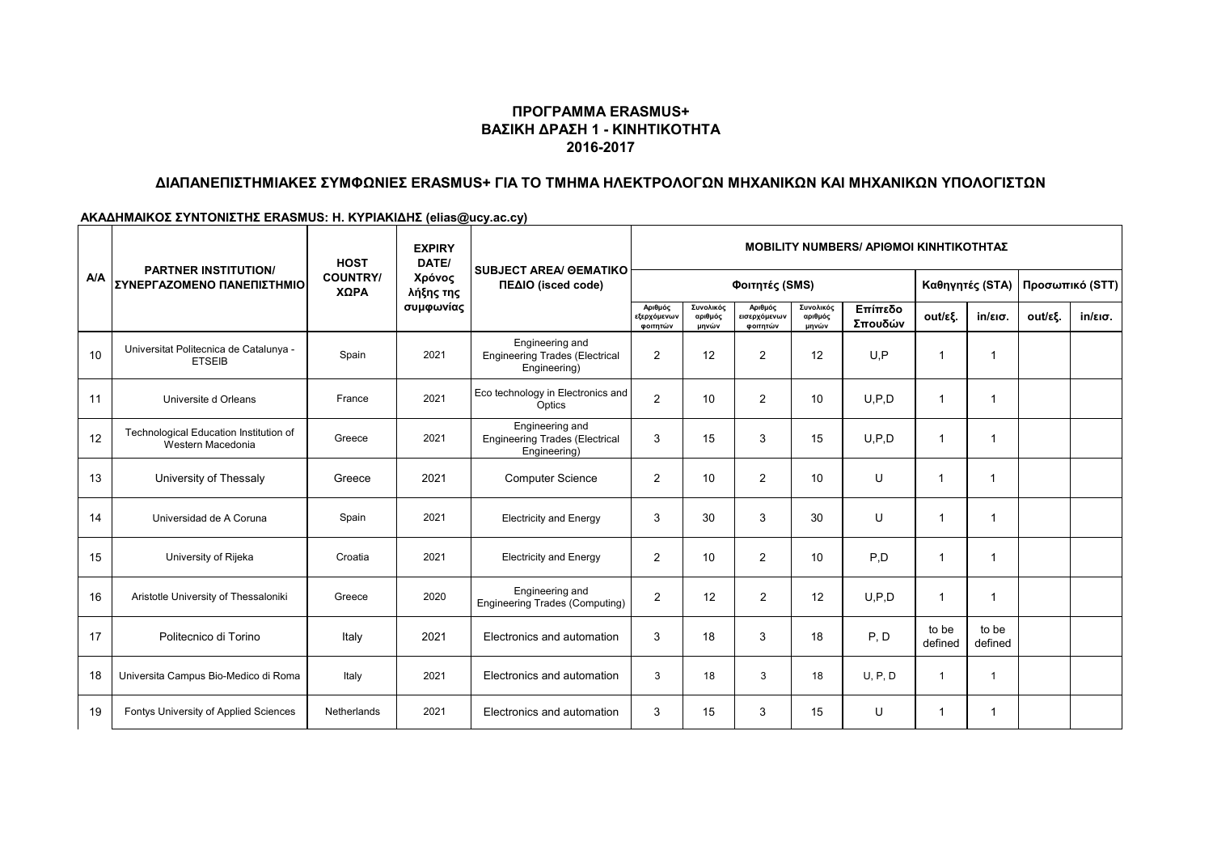## ΠΡΟΓΡΑΜΜΑ ERASMUS+
## ΒΑΣΙΚΗ ΔΡΑΣΗ 1 - ΚΙΝΗΤΙΚΟΤΗΤΑ
## 2016-2017

### ΔΙΑΠΑΝΕΠΙΣΤΗΜΙΑΚΕΣ ΣΥΜΦΩΝΙΕΣ ERASMUS+ ΓΙΑ ΤΟ ΤΜΗΜΑ ΗΛΕΚΤΡΟΛΟΓΩΝ ΜΗΧΑΝΙΚΩΝ ΚΑΙ ΜΗΧΑΝΙΚΩΝ ΥΠΟΛΟΓΙΣΤΩΝ

**ΑΚΑΔΗΜΑΙΚΟΣ ΣΥΝΤΟΝΙΣΤΗΣ ERASMUS: Η. ΚΥΡΙΑΚΙΔΗΣ (elias@ucy.ac.cy)**

| A/A | PARTNER INSTITUTION/ ΣΥΝΕΡΓΑΖΟΜΕΝΟ ΠΑΝΕΠΙΣΤΗΜΙΟ | HOST COUNTRY/ ΧΩΡΑ | EXPIRY DATE/ Χρόνος λήξης της συμφωνίας | SUBJECT AREA/ ΘΕΜΑΤΙΚΟ ΠΕΔΙΟ (isced code) | MOBILITY NUMBERS/ ΑΡΙΘΜΟΙ ΚΙΝΗΤΙΚΟΤΗΤΑΣ | | | | | | | | |
|---|---|---|---|---|---|---|---|---|---|---|---|---|---|
| | | | | | Φοιτητές (SMS) | | | | | Καθηγητές (STA) | | Προσωπικό (STT) | |
| | | | | | Αριθμός εξερχόμενων φοιτητών | Συνολικός αριθμός μηνών | Αριθμός εισερχόμενων φοιτητών | Συνολικός αριθμός μηνών | Επίπεδο Σπουδών | out/εξ. | in/εισ. | out/εξ. | in/εισ. |
| 10 | Universitat Politecnica de Catalunya - ETSEIB | Spain | 2021 | Engineering and Engineering Trades (Electrical Engineering) | 2 | 12 | 2 | 12 | U,P | 1 | 1 | | |
| 11 | Universite d Orleans | France | 2021 | Eco technology in Electronics and Optics | 2 | 10 | 2 | 10 | U,P,D | 1 | 1 | | |
| 12 | Technological Education Institution of Western Macedonia | Greece | 2021 | Engineering and Engineering Trades (Electrical Engineering) | 3 | 15 | 3 | 15 | U,P,D | 1 | 1 | | |
| 13 | University of Thessaly | Greece | 2021 | Computer Science | 2 | 10 | 2 | 10 | U | 1 | 1 | | |
| 14 | Universidad de A Coruna | Spain | 2021 | Electricity and Energy | 3 | 30 | 3 | 30 | U | 1 | 1 | | |
| 15 | University of Rijeka | Croatia | 2021 | Electricity and Energy | 2 | 10 | 2 | 10 | P,D | 1 | 1 | | |
| 16 | Aristotle University of Thessaloniki | Greece | 2020 | Engineering and Engineering Trades (Computing) | 2 | 12 | 2 | 12 | U,P,D | 1 | 1 | | |
| 17 | Politecnico di Torino | Italy | 2021 | Electronics and automation | 3 | 18 | 3 | 18 | P, D | to be defined | to be defined | | |
| 18 | Universita Campus Bio-Medico di Roma | Italy | 2021 | Electronics and automation | 3 | 18 | 3 | 18 | U, P, D | 1 | 1 | | |
| 19 | Fontys University of Applied Sciences | Netherlands | 2021 | Electronics and automation | 3 | 15 | 3 | 15 | U | 1 | 1 | | |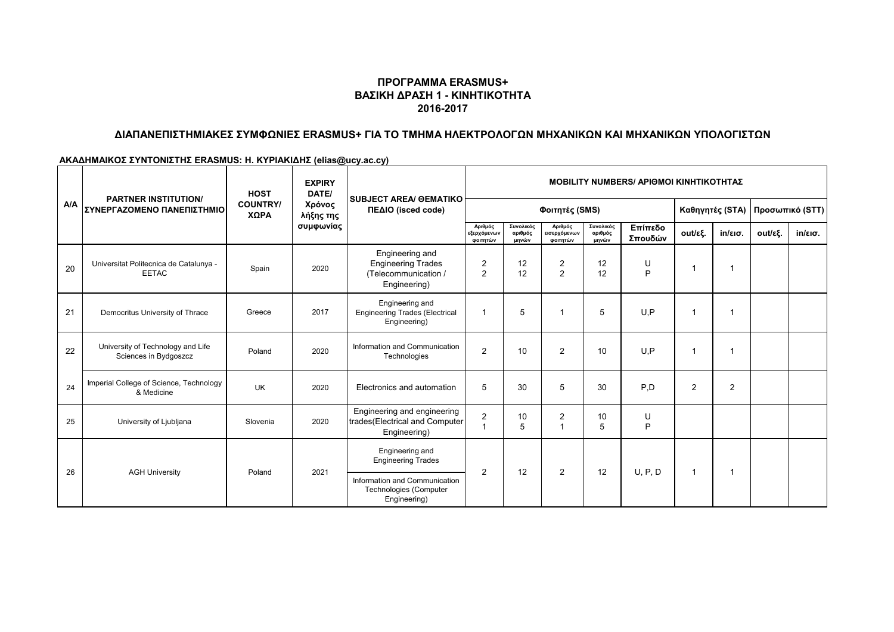**ΠΡΟΓΡΑΜΜΑ ERASMUS+**
**ΒΑΣΙΚΗ ΔΡΑΣΗ 1 - ΚΙΝΗΤΙΚΟΤΗΤΑ**
**2016-2017**

## ΔΙΑΠΑΝΕΠΙΣΤΗΜΙΑΚΕΣ ΣΥΜΦΩΝΙΕΣ ERASMUS+ ΓΙΑ ΤΟ ΤΜΗΜΑ ΗΛΕΚΤΡΟΛΟΓΩΝ ΜΗΧΑΝΙΚΩΝ ΚΑΙ ΜΗΧΑΝΙΚΩΝ ΥΠΟΛΟΓΙΣΤΩΝ

**ΑΚΑΔΗΜΑΙΚΟΣ ΣΥΝΤΟΝΙΣΤΗΣ ERASMUS: Η. ΚΥΡΙΑΚΙΔΗΣ (elias@ucy.ac.cy)**

| Α/Α | PARTNER INSTITUTION/ ΣΥΝΕΡΓΑΖΟΜΕΝΟ ΠΑΝΕΠΙΣΤΗΜΙΟ | HOST COUNTRY/ ΧΩΡΑ | EXPIRY DATE/ Χρόνος λήξης της συμφωνίας | SUBJECT AREA/ ΘΕΜΑΤΙΚΟ ΠΕΔΙΟ (isced code) | MOBILITY NUMBERS/ ΑΡΙΘΜΟΙ ΚΙΝΗΤΙΚΟΤΗΤΑΣ | | | | | | | | |
|---|---|---|---|---|---|---|---|---|---|---|---|---|---|
| | | | | | Φοιτητές (SMS) | | | | | Καθηγητές (STA) | | Προσωπικό (STT) | |
| | | | | | Αριθμός εξερχόμενων φοιτητών | Συνολικός αριθμός μηνών | Αριθμός εισερχόμενων φοιτητών | Συνολικός αριθμός μηνών | Επίπεδο Σπουδών | out/εξ. | in/εισ. | out/εξ. | in/εισ. |
| 20 | Universitat Politecnica de Catalunya - EETAC | Spain | 2020 | Engineering and Engineering Trades (Telecommunication / Engineering) | 2<br>2 | 12<br>12 | 2<br>2 | 12<br>12 | U<br>P | 1 | 1 | | |
| 21 | Democritus University of Thrace | Greece | 2017 | Engineering and Engineering Trades (Electrical Engineering) | 1 | 5 | 1 | 5 | U,P | 1 | 1 | | |
| 22 | University of Technology and Life Sciences in Bydgoszcz | Poland | 2020 | Information and Communication Technologies | 2 | 10 | 2 | 10 | U,P | 1 | 1 | | |
| 24 | Imperial College of Science, Technology & Medicine | UK | 2020 | Electronics and automation | 5 | 30 | 5 | 30 | P,D | 2 | 2 | | |
| 25 | University of Ljubljana | Slovenia | 2020 | Engineering and engineering trades(Electrical and Computer Engineering) | 2<br>1 | 10<br>5 | 2<br>1 | 10<br>5 | U<br>P | | | | |
| 26 | AGH University | Poland | 2021 | Engineering and Engineering Trades<br>Information and Communication Technologies (Computer Engineering) | 2 | 12 | 2 | 12 | U, P, D | 1 | 1 | | |